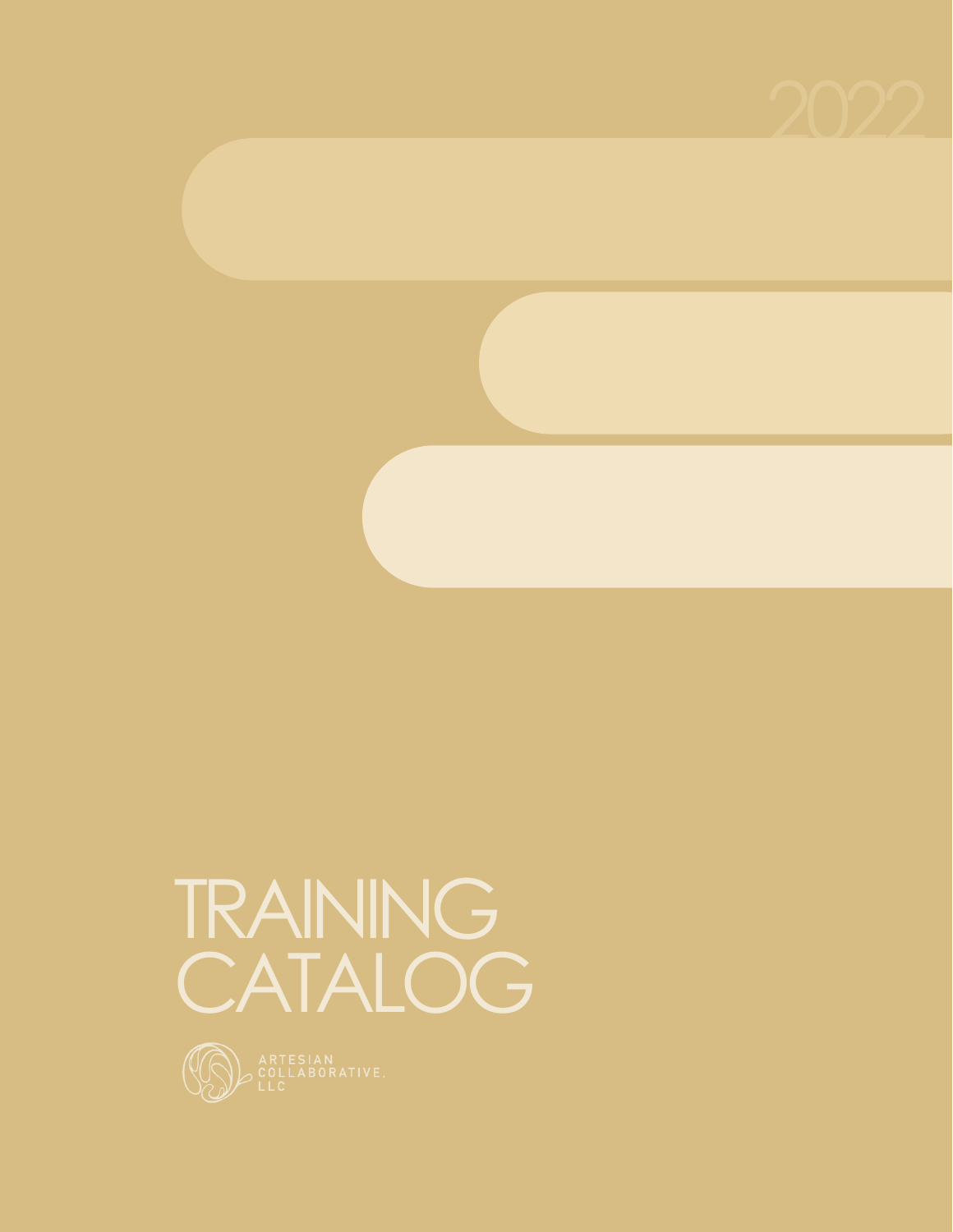2022

# TRAINING CATALOG

ARTESIAN COLLABORATIVE, LLC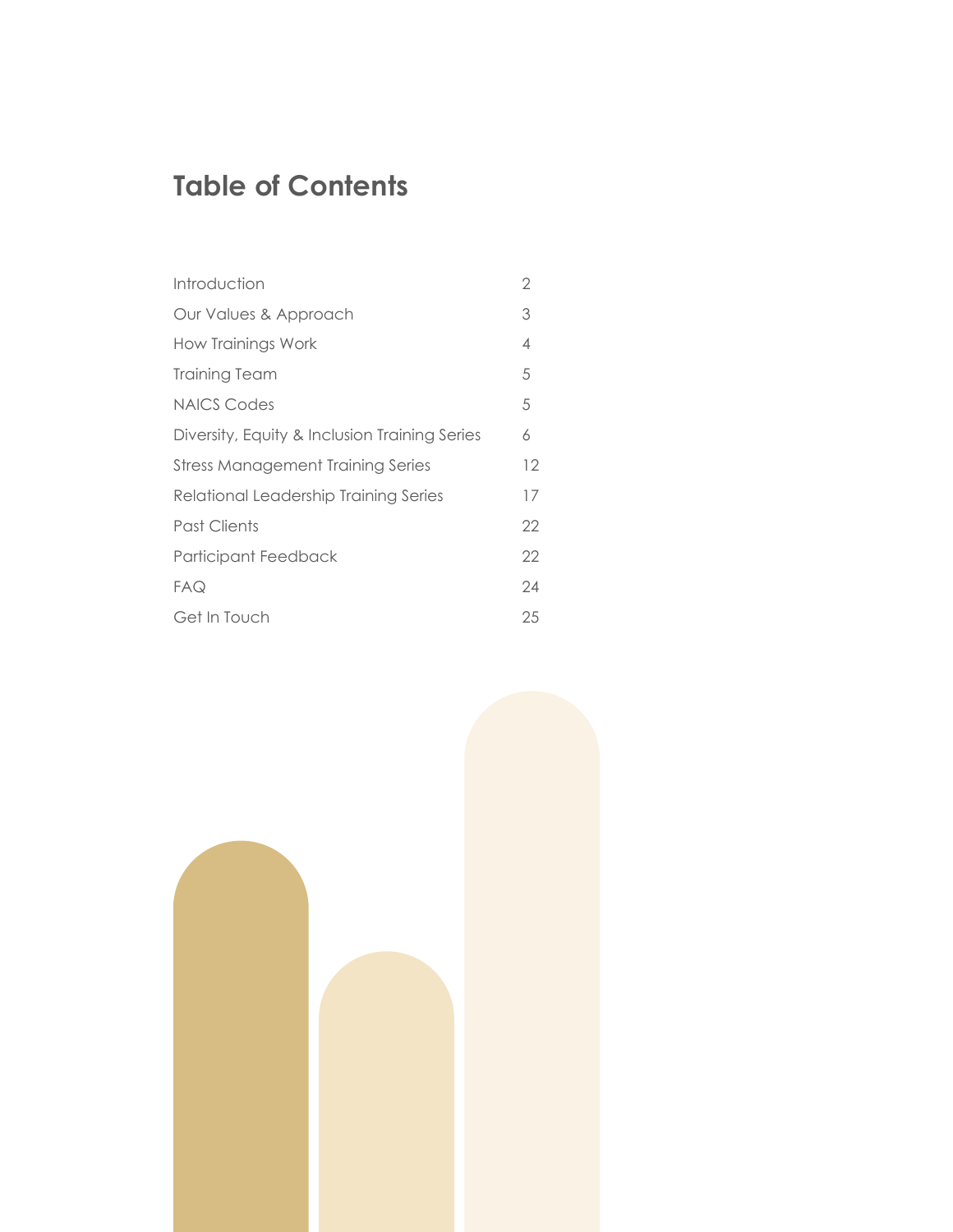# Table of Contents

| | |
|---|---|
| Introduction | 2 |
| Our Values & Approach | 3 |
| How Trainings Work | 4 |
| Training Team | 5 |
| NAICS Codes | 5 |
| Diversity, Equity & Inclusion Training Series | 6 |
| Stress Management Training Series | 12 |
| Relational Leadership Training Series | 17 |
| Past Clients | 22 |
| Participant Feedback | 22 |
| FAQ | 24 |
| Get In Touch | 25 |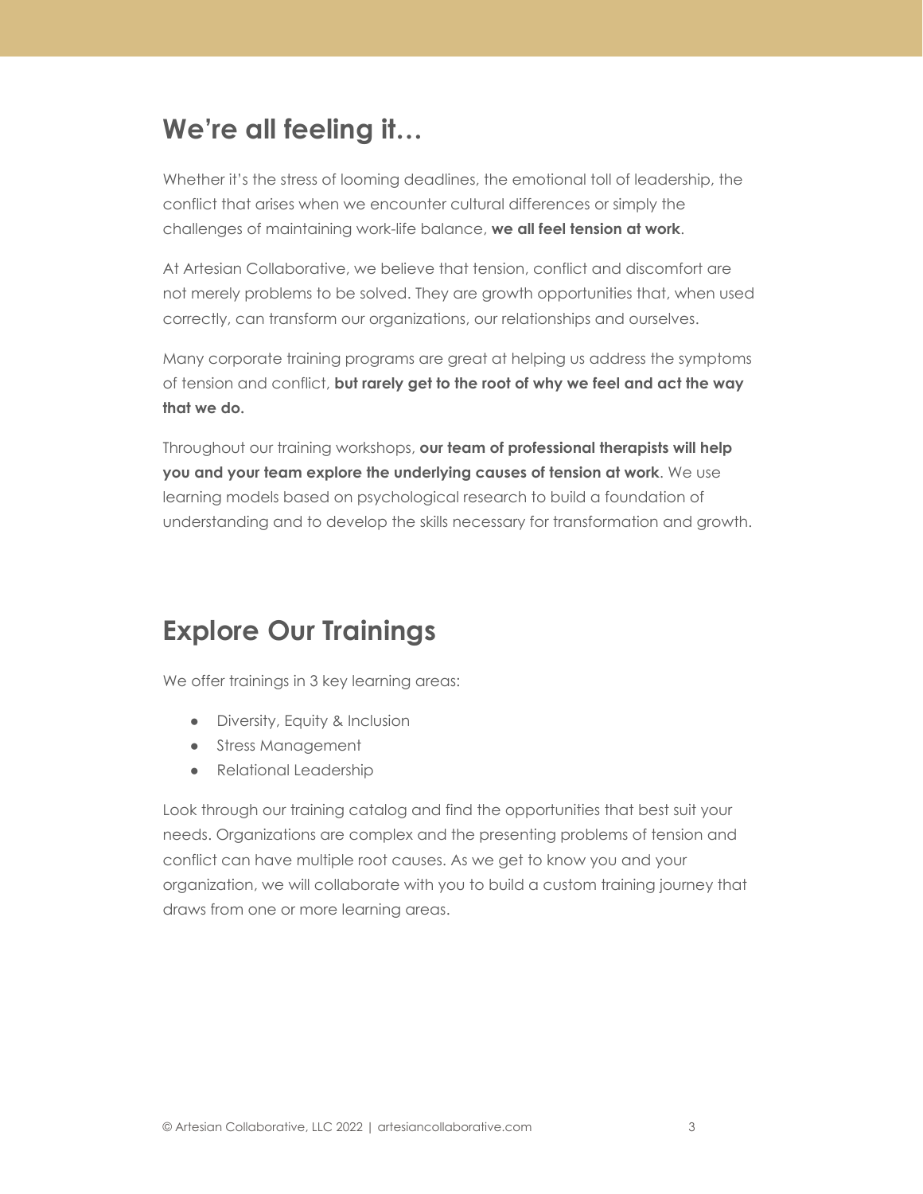## We're all feeling it…

Whether it's the stress of looming deadlines, the emotional toll of leadership, the conflict that arises when we encounter cultural differences or simply the challenges of maintaining work-life balance, **we all feel tension at work**.

At Artesian Collaborative, we believe that tension, conflict and discomfort are not merely problems to be solved. They are growth opportunities that, when used correctly, can transform our organizations, our relationships and ourselves.

Many corporate training programs are great at helping us address the symptoms of tension and conflict, **but rarely get to the root of why we feel and act the way that we do.**

Throughout our training workshops, **our team of professional therapists will help you and your team explore the underlying causes of tension at work**. We use learning models based on psychological research to build a foundation of understanding and to develop the skills necessary for transformation and growth.

## Explore Our Trainings

We offer trainings in 3 key learning areas:

- Diversity, Equity & Inclusion
- Stress Management
- Relational Leadership

Look through our training catalog and find the opportunities that best suit your needs. Organizations are complex and the presenting problems of tension and conflict can have multiple root causes. As we get to know you and your organization, we will collaborate with you to build a custom training journey that draws from one or more learning areas.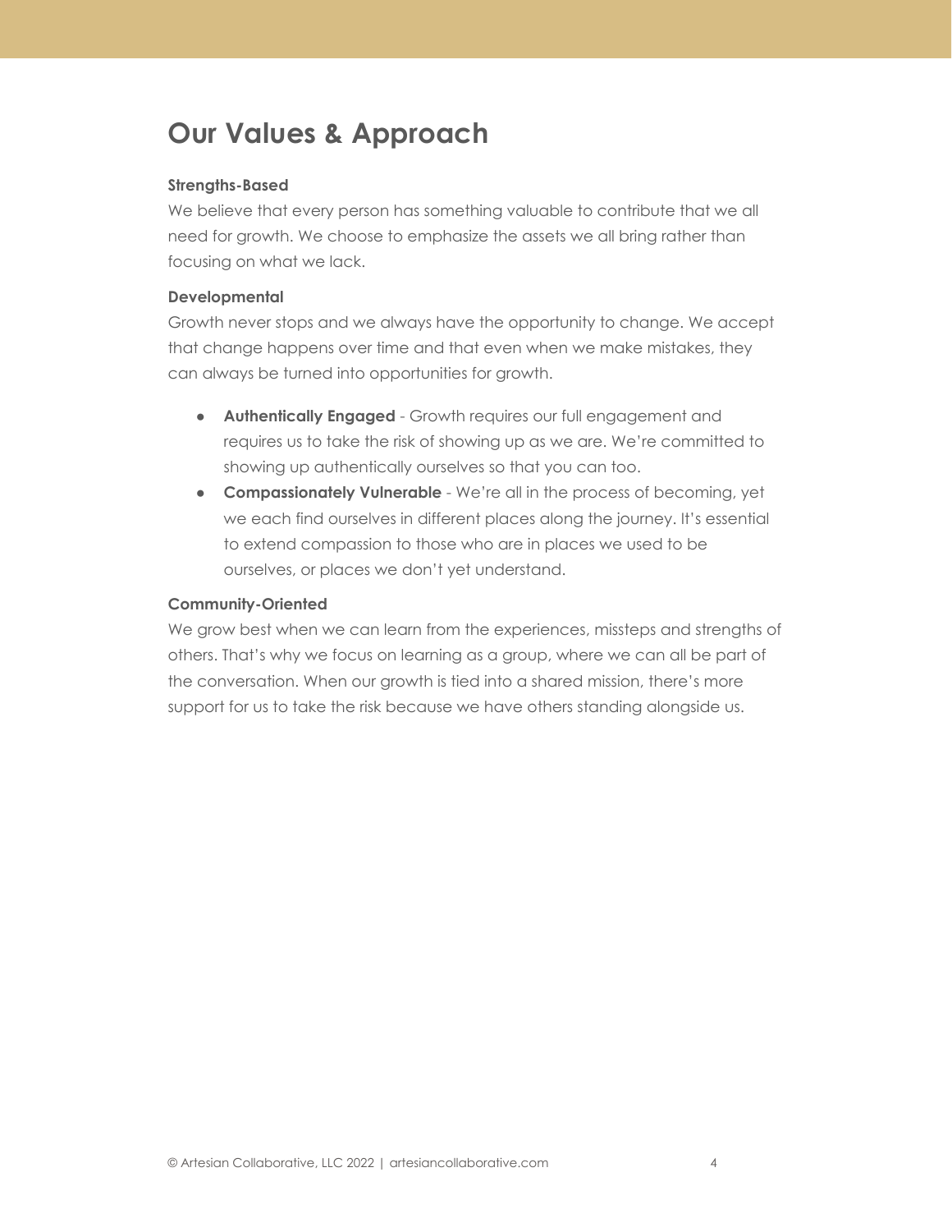# Our Values & Approach

**Strengths-Based**

We believe that every person has something valuable to contribute that we all need for growth. We choose to emphasize the assets we all bring rather than focusing on what we lack.

**Developmental**

Growth never stops and we always have the opportunity to change. We accept that change happens over time and that even when we make mistakes, they can always be turned into opportunities for growth.

- **Authentically Engaged** - Growth requires our full engagement and requires us to take the risk of showing up as we are. We're committed to showing up authentically ourselves so that you can too.
- **Compassionately Vulnerable** - We're all in the process of becoming, yet we each find ourselves in different places along the journey. It's essential to extend compassion to those who are in places we used to be ourselves, or places we don't yet understand.

**Community-Oriented**

We grow best when we can learn from the experiences, missteps and strengths of others. That's why we focus on learning as a group, where we can all be part of the conversation. When our growth is tied into a shared mission, there's more support for us to take the risk because we have others standing alongside us.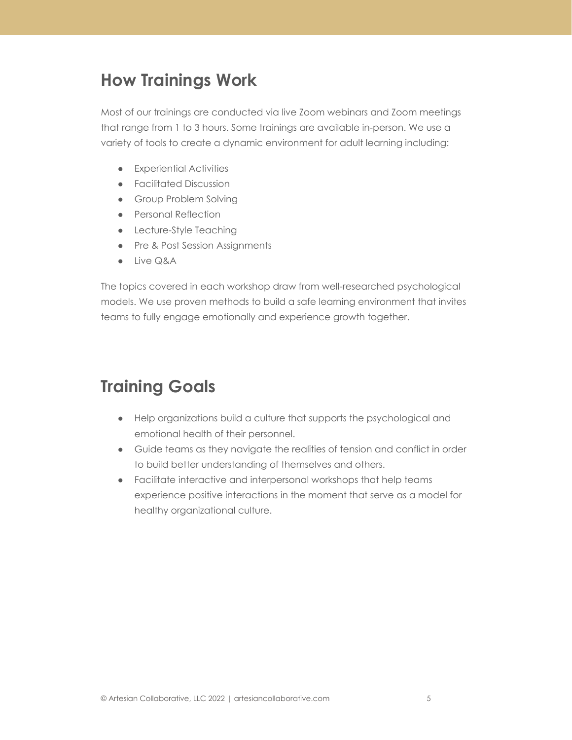## How Trainings Work

Most of our trainings are conducted via live Zoom webinars and Zoom meetings that range from 1 to 3 hours. Some trainings are available in-person. We use a variety of tools to create a dynamic environment for adult learning including:

- Experiential Activities
- Facilitated Discussion
- Group Problem Solving
- Personal Reflection
- Lecture-Style Teaching
- Pre & Post Session Assignments
- Live Q&A

The topics covered in each workshop draw from well-researched psychological models. We use proven methods to build a safe learning environment that invites teams to fully engage emotionally and experience growth together.

## Training Goals

- Help organizations build a culture that supports the psychological and emotional health of their personnel.
- Guide teams as they navigate the realities of tension and conflict in order to build better understanding of themselves and others.
- Facilitate interactive and interpersonal workshops that help teams experience positive interactions in the moment that serve as a model for healthy organizational culture.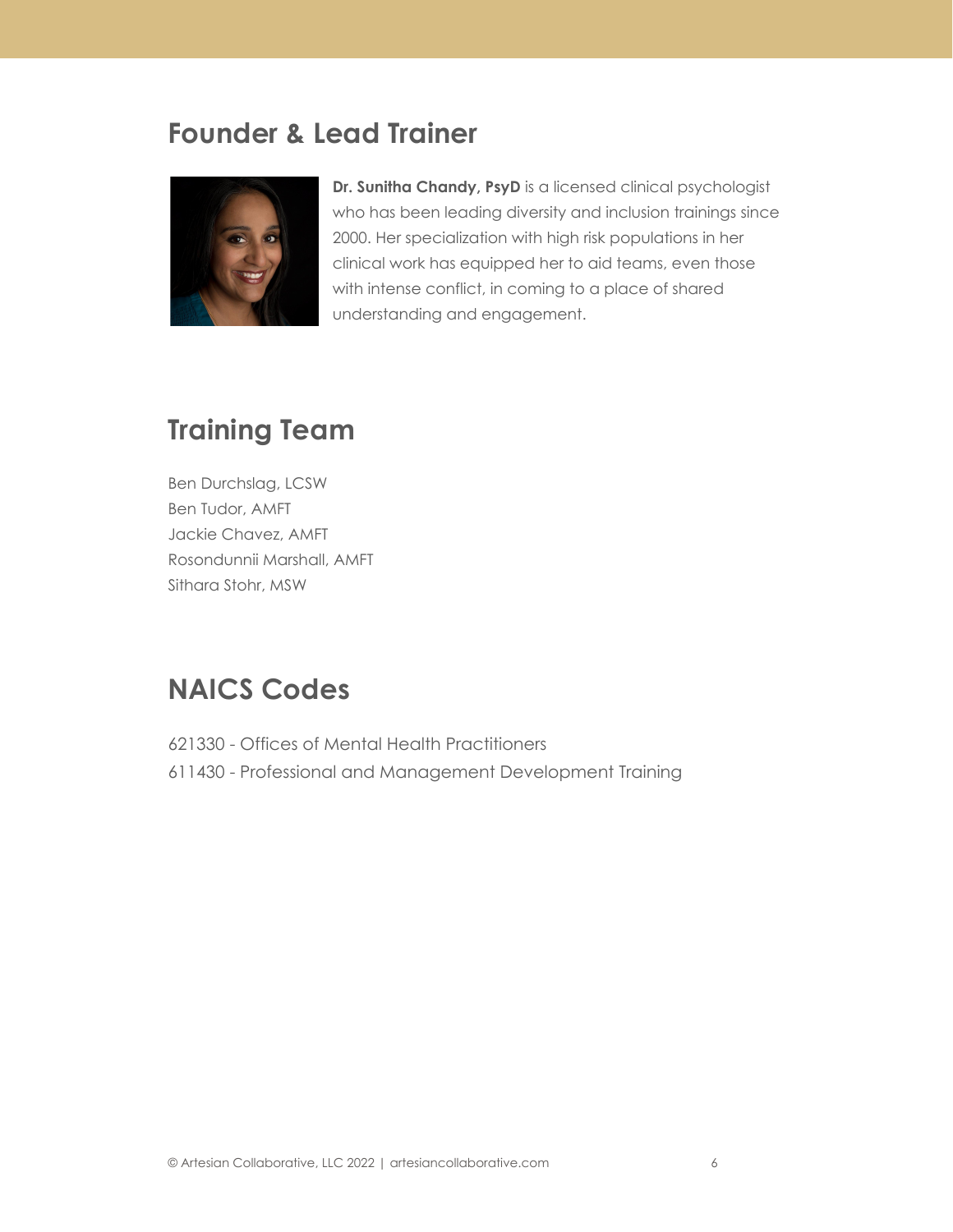## Founder & Lead Trainer

**Dr. Sunitha Chandy, PsyD** is a licensed clinical psychologist who has been leading diversity and inclusion trainings since 2000. Her specialization with high risk populations in her clinical work has equipped her to aid teams, even those with intense conflict, in coming to a place of shared understanding and engagement.

## Training Team

Ben Durchslag, LCSW
Ben Tudor, AMFT
Jackie Chavez, AMFT
Rosondunnii Marshall, AMFT
Sithara Stohr, MSW

## NAICS Codes

621330 - Offices of Mental Health Practitioners
611430 - Professional and Management Development Training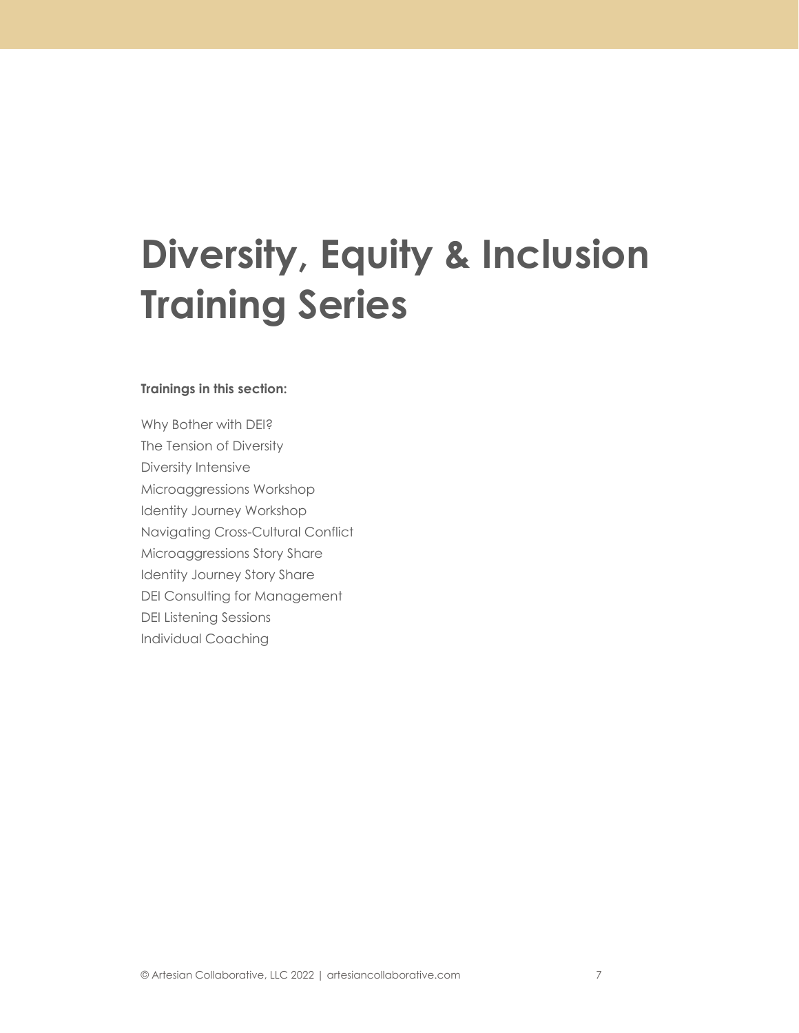# Diversity, Equity & Inclusion Training Series

**Trainings in this section:**

Why Bother with DEI?
The Tension of Diversity
Diversity Intensive
Microaggressions Workshop
Identity Journey Workshop
Navigating Cross-Cultural Conflict
Microaggressions Story Share
Identity Journey Story Share
DEI Consulting for Management
DEI Listening Sessions
Individual Coaching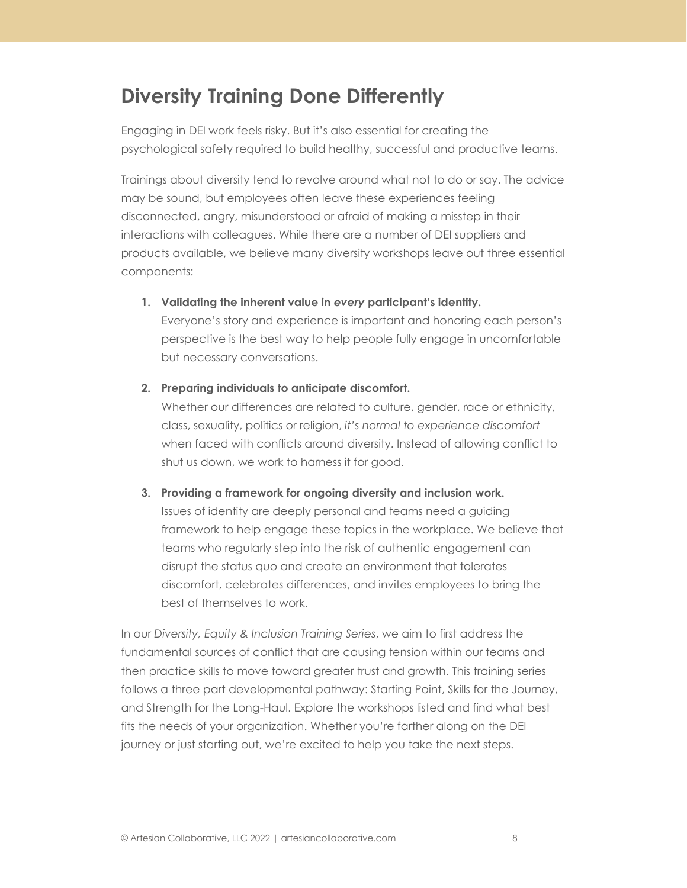# Diversity Training Done Differently

Engaging in DEI work feels risky. But it's also essential for creating the psychological safety required to build healthy, successful and productive teams.

Trainings about diversity tend to revolve around what not to do or say. The advice may be sound, but employees often leave these experiences feeling disconnected, angry, misunderstood or afraid of making a misstep in their interactions with colleagues. While there are a number of DEI suppliers and products available, we believe many diversity workshops leave out three essential components:

1. **Validating the inherent value in *every* participant's identity.**
   Everyone's story and experience is important and honoring each person's perspective is the best way to help people fully engage in uncomfortable but necessary conversations.

2. **Preparing individuals to anticipate discomfort.**
   Whether our differences are related to culture, gender, race or ethnicity, class, sexuality, politics or religion, *it's normal to experience discomfort* when faced with conflicts around diversity. Instead of allowing conflict to shut us down, we work to harness it for good.

3. **Providing a framework for ongoing diversity and inclusion work.**
   Issues of identity are deeply personal and teams need a guiding framework to help engage these topics in the workplace. We believe that teams who regularly step into the risk of authentic engagement can disrupt the status quo and create an environment that tolerates discomfort, celebrates differences, and invites employees to bring the best of themselves to work.

In our *Diversity, Equity & Inclusion Training Series*, we aim to first address the fundamental sources of conflict that are causing tension within our teams and then practice skills to move toward greater trust and growth. This training series follows a three part developmental pathway: Starting Point, Skills for the Journey, and Strength for the Long-Haul. Explore the workshops listed and find what best fits the needs of your organization. Whether you're farther along on the DEI journey or just starting out, we're excited to help you take the next steps.

© Artesian Collaborative, LLC 2022 | artesiancollaborative.com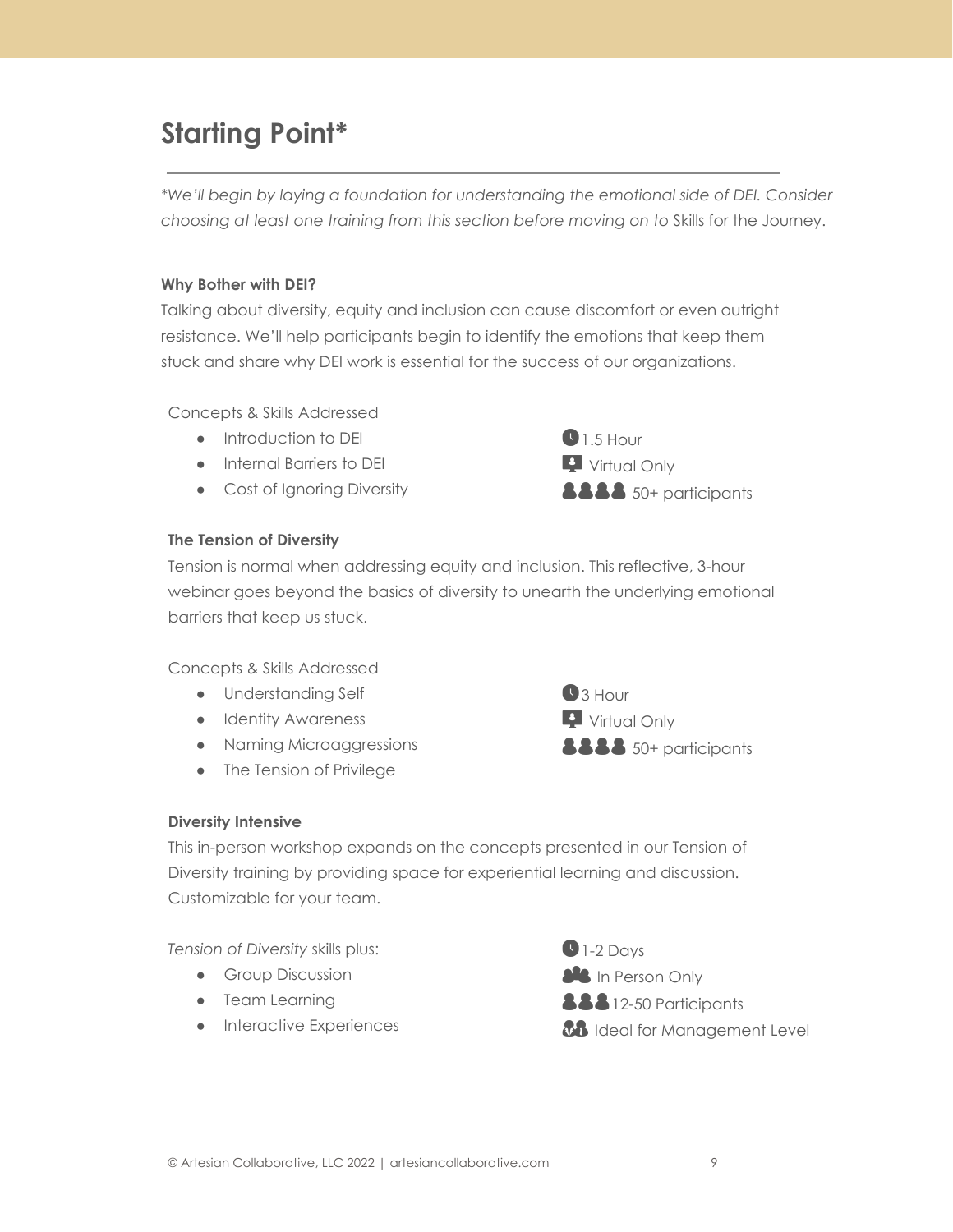# Starting Point*

---

*We'll begin by laying a foundation for understanding the emotional side of DEI. Consider choosing at least one training from this section before moving on to* Skills for the Journey.

**Why Bother with DEI?**

Talking about diversity, equity and inclusion can cause discomfort or even outright resistance. We'll help participants begin to identify the emotions that keep them stuck and share why DEI work is essential for the success of our organizations.

Concepts & Skills Addressed

- Introduction to DEI
- Internal Barriers to DEI
- Cost of Ignoring Diversity

1.5 Hour
Virtual Only
50+ participants

**The Tension of Diversity**

Tension is normal when addressing equity and inclusion. This reflective, 3-hour webinar goes beyond the basics of diversity to unearth the underlying emotional barriers that keep us stuck.

Concepts & Skills Addressed

- Understanding Self
- Identity Awareness
- Naming Microaggressions
- The Tension of Privilege

3 Hour
Virtual Only
50+ participants

**Diversity Intensive**

This in-person workshop expands on the concepts presented in our Tension of Diversity training by providing space for experiential learning and discussion. Customizable for your team.

*Tension of Diversity* skills plus:

- Group Discussion
- Team Learning
- Interactive Experiences

1-2 Days
In Person Only
12-50 Participants
Ideal for Management Level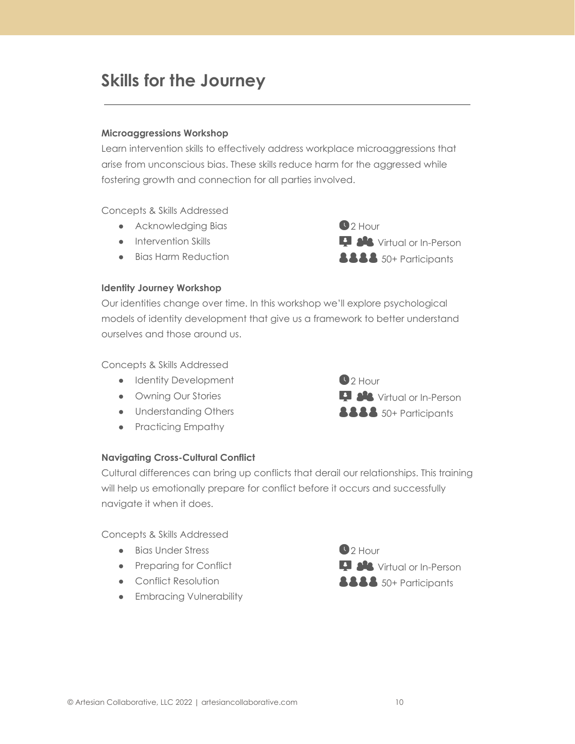# Skills for the Journey

---

**Microaggressions Workshop**

Learn intervention skills to effectively address workplace microaggressions that arise from unconscious bias. These skills reduce harm for the aggressed while fostering growth and connection for all parties involved.

Concepts & Skills Addressed

- Acknowledging Bias
- Intervention Skills
- Bias Harm Reduction

2 Hour
Virtual or In-Person
50+ Participants

**Identity Journey Workshop**

Our identities change over time. In this workshop we'll explore psychological models of identity development that give us a framework to better understand ourselves and those around us.

Concepts & Skills Addressed

- Identity Development
- Owning Our Stories
- Understanding Others
- Practicing Empathy

2 Hour
Virtual or In-Person
50+ Participants

**Navigating Cross-Cultural Conflict**

Cultural differences can bring up conflicts that derail our relationships. This training will help us emotionally prepare for conflict before it occurs and successfully navigate it when it does.

Concepts & Skills Addressed

- Bias Under Stress
- Preparing for Conflict
- Conflict Resolution
- Embracing Vulnerability

2 Hour
Virtual or In-Person
50+ Participants

© Artesian Collaborative, LLC 2022 | artesiancollaborative.com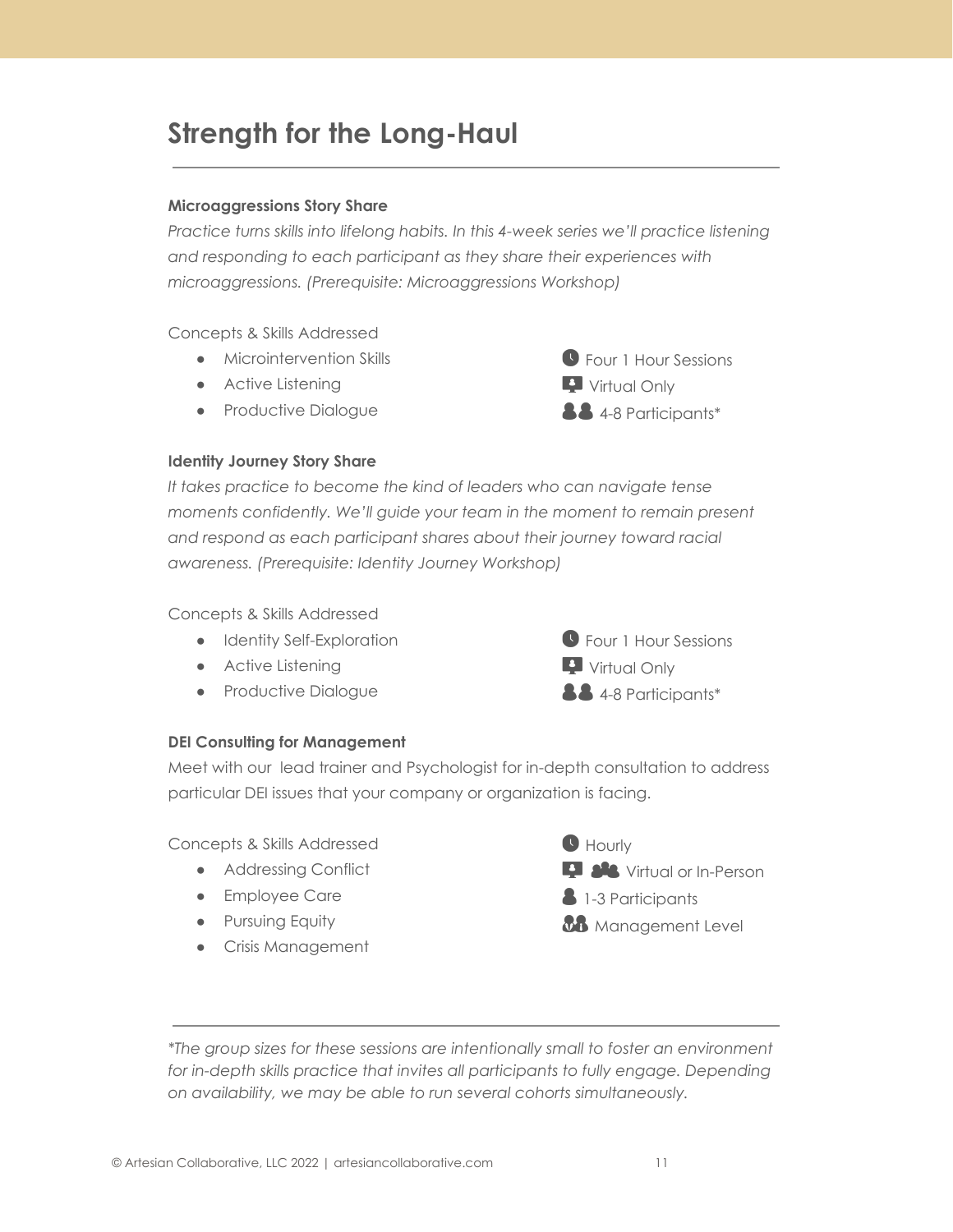# Strength for the Long-Haul

### Microaggressions Story Share

*Practice turns skills into lifelong habits. In this 4-week series we'll practice listening and responding to each participant as they share their experiences with microaggressions. (Prerequisite: Microaggressions Workshop)*

Concepts & Skills Addressed

- Microintervention Skills
- Active Listening
- Productive Dialogue

Four 1 Hour Sessions
Virtual Only
4-8 Participants*

### Identity Journey Story Share

*It takes practice to become the kind of leaders who can navigate tense moments confidently. We'll guide your team in the moment to remain present and respond as each participant shares about their journey toward racial awareness. (Prerequisite: Identity Journey Workshop)*

Concepts & Skills Addressed

- Identity Self-Exploration
- Active Listening
- Productive Dialogue

Four 1 Hour Sessions
Virtual Only
4-8 Participants*

### DEI Consulting for Management

Meet with our lead trainer and Psychologist for in-depth consultation to address particular DEI issues that your company or organization is facing.

Concepts & Skills Addressed

- Addressing Conflict
- Employee Care
- Pursuing Equity
- Crisis Management

Hourly
Virtual or In-Person
1-3 Participants
Management Level

---

*\*The group sizes for these sessions are intentionally small to foster an environment for in-depth skills practice that invites all participants to fully engage. Depending on availability, we may be able to run several cohorts simultaneously.*

© Artesian Collaborative, LLC 2022 | artesiancollaborative.com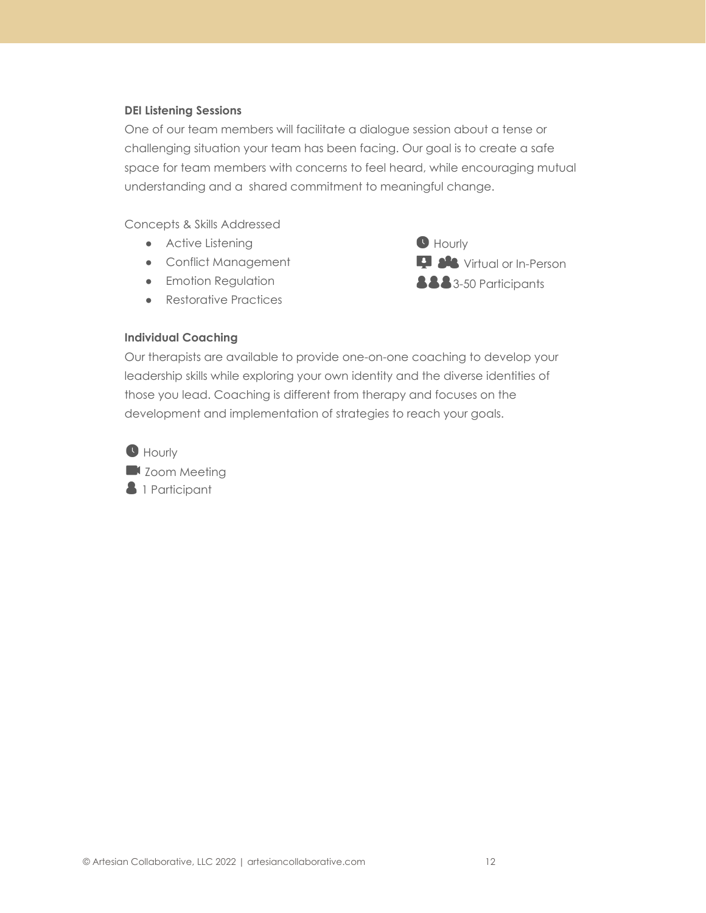**DEI Listening Sessions**

One of our team members will facilitate a dialogue session about a tense or challenging situation your team has been facing. Our goal is to create a safe space for team members with concerns to feel heard, while encouraging mutual understanding and a shared commitment to meaningful change.

Concepts & Skills Addressed

- Active Listening
- Conflict Management
- Emotion Regulation
- Restorative Practices

Hourly
Virtual or In-Person
3-50 Participants

**Individual Coaching**

Our therapists are available to provide one-on-one coaching to develop your leadership skills while exploring your own identity and the diverse identities of those you lead. Coaching is different from therapy and focuses on the development and implementation of strategies to reach your goals.

Hourly
Zoom Meeting
1 Participant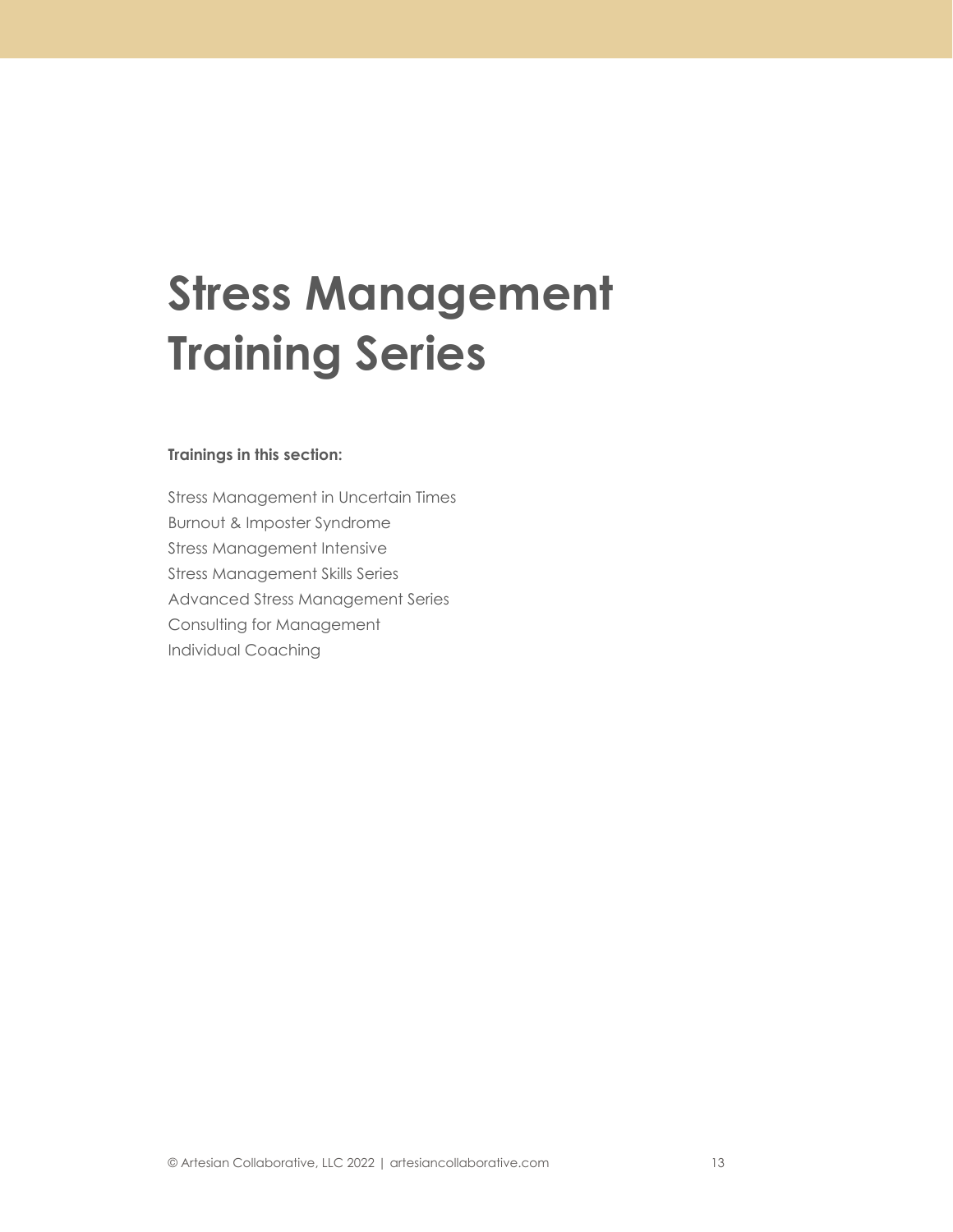# Stress Management Training Series

**Trainings in this section:**

Stress Management in Uncertain Times
Burnout & Imposter Syndrome
Stress Management Intensive
Stress Management Skills Series
Advanced Stress Management Series
Consulting for Management
Individual Coaching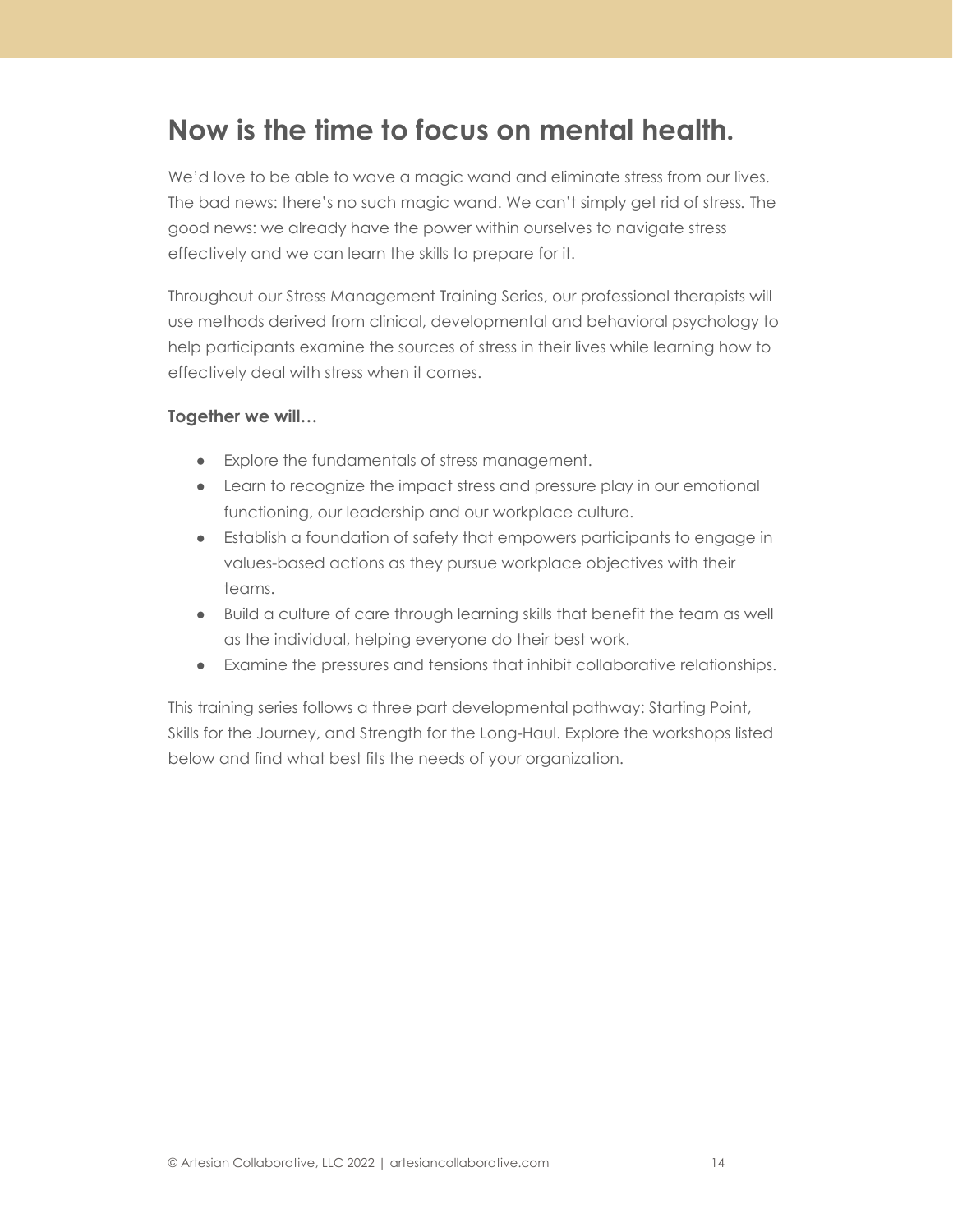# Now is the time to focus on mental health.

We'd love to be able to wave a magic wand and eliminate stress from our lives. The bad news: there's no such magic wand. We can't simply get rid of stress. The good news: we already have the power within ourselves to navigate stress effectively and we can learn the skills to prepare for it.

Throughout our Stress Management Training Series, our professional therapists will use methods derived from clinical, developmental and behavioral psychology to help participants examine the sources of stress in their lives while learning how to effectively deal with stress when it comes.

**Together we will…**

- Explore the fundamentals of stress management.
- Learn to recognize the impact stress and pressure play in our emotional functioning, our leadership and our workplace culture.
- Establish a foundation of safety that empowers participants to engage in values-based actions as they pursue workplace objectives with their teams.
- Build a culture of care through learning skills that benefit the team as well as the individual, helping everyone do their best work.
- Examine the pressures and tensions that inhibit collaborative relationships.

This training series follows a three part developmental pathway: Starting Point, Skills for the Journey, and Strength for the Long-Haul. Explore the workshops listed below and find what best fits the needs of your organization.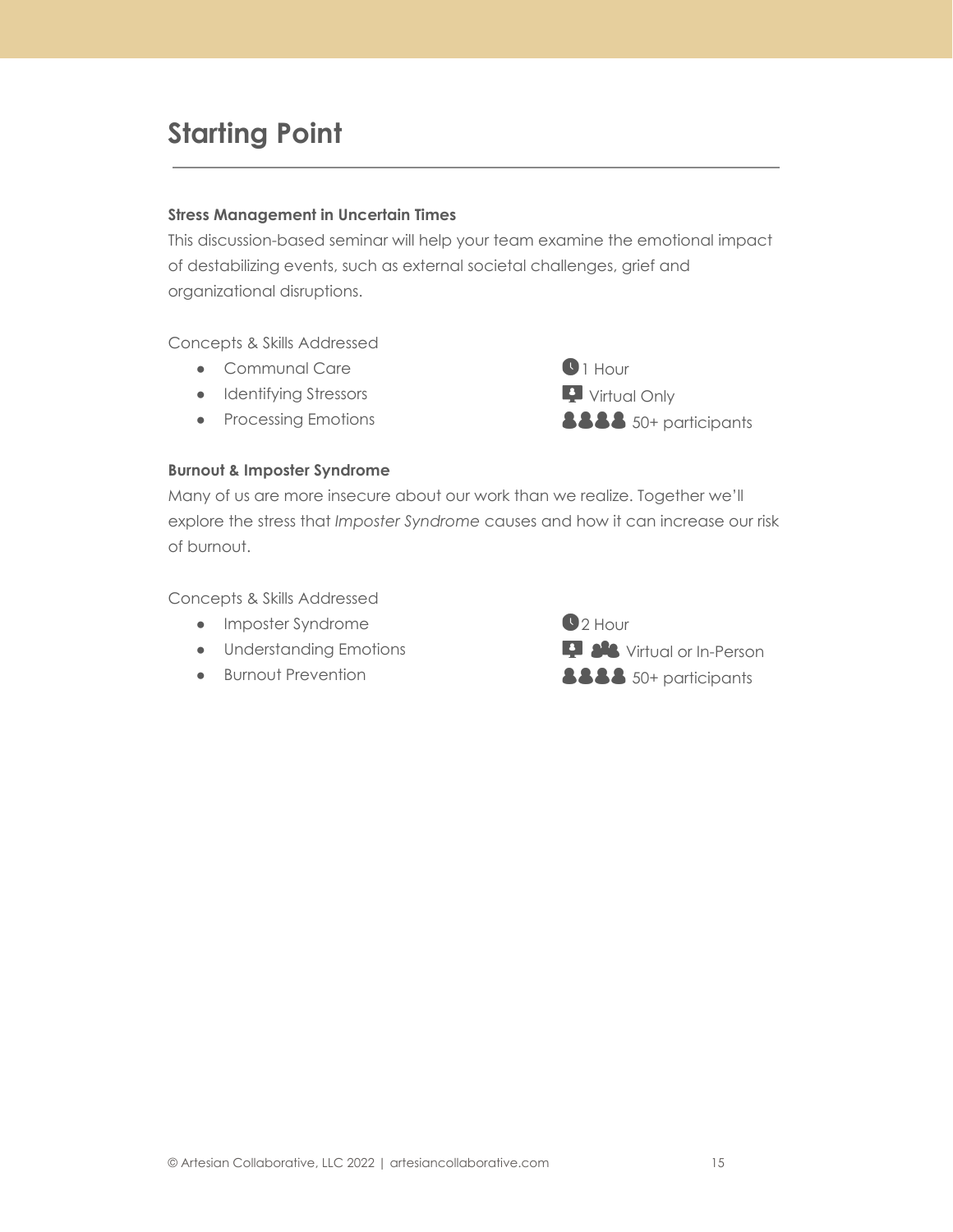# Starting Point

**Stress Management in Uncertain Times**

This discussion-based seminar will help your team examine the emotional impact of destabilizing events, such as external societal challenges, grief and organizational disruptions.

Concepts & Skills Addressed

- Communal Care
- Identifying Stressors
- Processing Emotions

1 Hour
Virtual Only
50+ participants

**Burnout & Imposter Syndrome**

Many of us are more insecure about our work than we realize. Together we'll explore the stress that *Imposter Syndrome* causes and how it can increase our risk of burnout.

Concepts & Skills Addressed

- Imposter Syndrome
- Understanding Emotions
- Burnout Prevention

2 Hour
Virtual or In-Person
50+ participants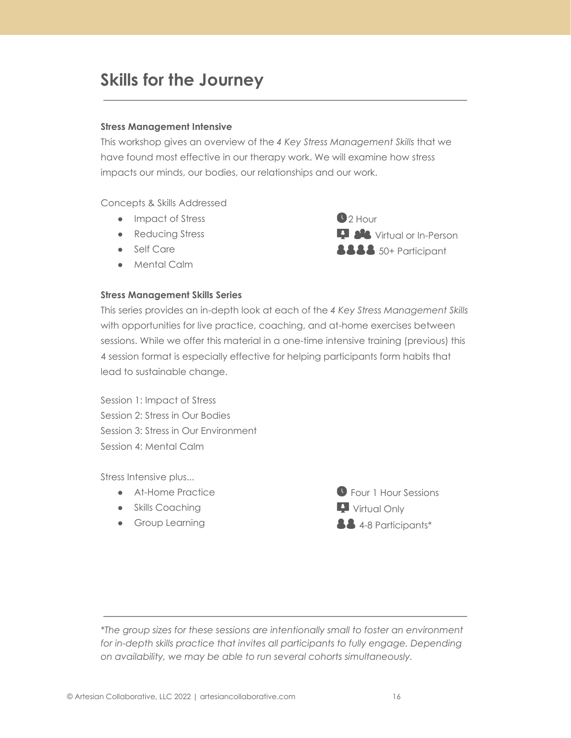# Skills for the Journey

**Stress Management Intensive**

This workshop gives an overview of the *4 Key Stress Management Skills* that we have found most effective in our therapy work. We will examine how stress impacts our minds, our bodies, our relationships and our work.

Concepts & Skills Addressed

- Impact of Stress
- Reducing Stress
- Self Care
- Mental Calm

2 Hour
Virtual or In-Person
50+ Participant

**Stress Management Skills Series**

This series provides an in-depth look at each of the *4 Key Stress Management Skills* with opportunities for live practice, coaching, and at-home exercises between sessions. While we offer this material in a one-time intensive training (previous) this 4 session format is especially effective for helping participants form habits that lead to sustainable change.

Session 1: Impact of Stress
Session 2: Stress in Our Bodies
Session 3: Stress in Our Environment
Session 4: Mental Calm

Stress Intensive plus...

- At-Home Practice
- Skills Coaching
- Group Learning

Four 1 Hour Sessions
Virtual Only
4-8 Participants*

---

*\*The group sizes for these sessions are intentionally small to foster an environment for in-depth skills practice that invites all participants to fully engage. Depending on availability, we may be able to run several cohorts simultaneously.*

© Artesian Collaborative, LLC 2022 | artesiancollaborative.com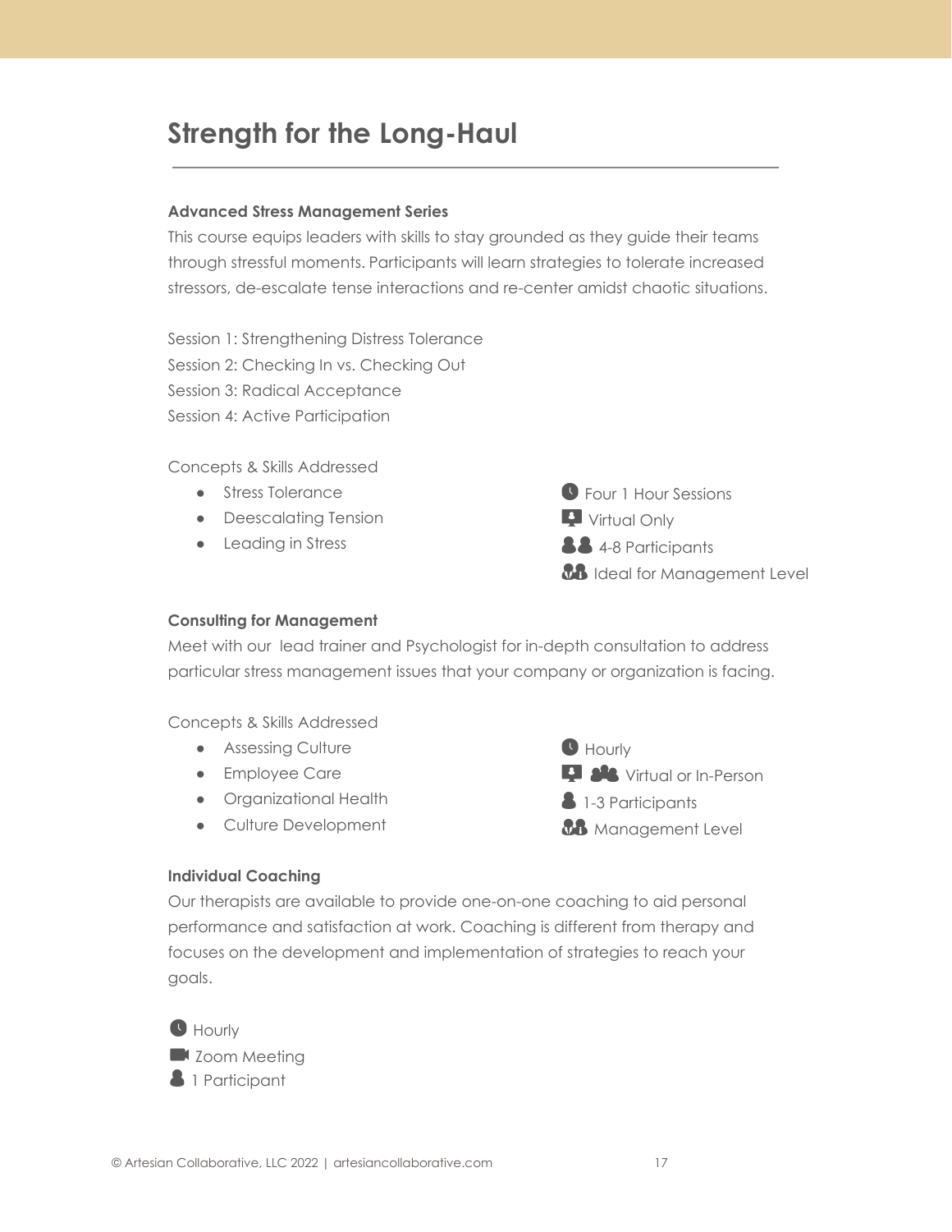# Strength for the Long-Haul

### Advanced Stress Management Series

This course equips leaders with skills to stay grounded as they guide their teams through stressful moments. Participants will learn strategies to tolerate increased stressors, de-escalate tense interactions and re-center amidst chaotic situations.

Session 1: Strengthening Distress Tolerance
Session 2: Checking In vs. Checking Out
Session 3: Radical Acceptance
Session 4: Active Participation

Concepts & Skills Addressed

- Stress Tolerance
- Deescalating Tension
- Leading in Stress

Four 1 Hour Sessions
Virtual Only
4-8 Participants
Ideal for Management Level

### Consulting for Management

Meet with our lead trainer and Psychologist for in-depth consultation to address particular stress management issues that your company or organization is facing.

Concepts & Skills Addressed

- Assessing Culture
- Employee Care
- Organizational Health
- Culture Development

Hourly
Virtual or In-Person
1-3 Participants
Management Level

### Individual Coaching

Our therapists are available to provide one-on-one coaching to aid personal performance and satisfaction at work. Coaching is different from therapy and focuses on the development and implementation of strategies to reach your goals.

Hourly
Zoom Meeting
1 Participant

© Artesian Collaborative, LLC 2022 | artesiancollaborative.com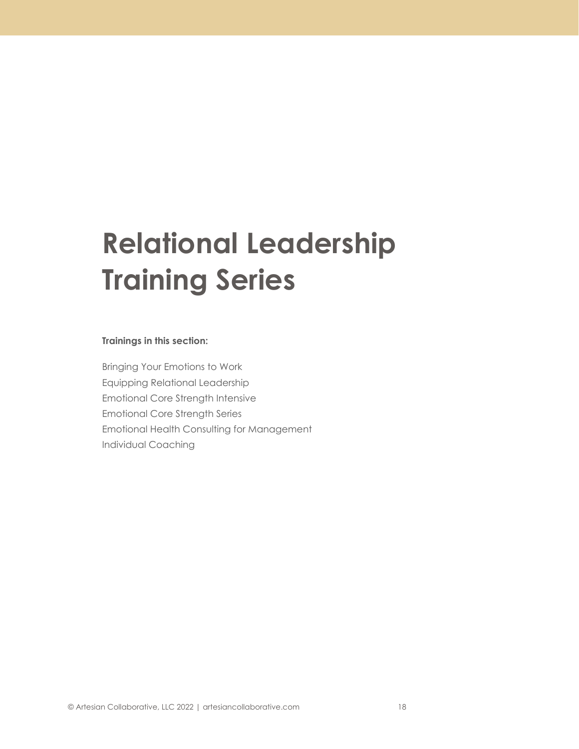# Relational Leadership Training Series

**Trainings in this section:**

Bringing Your Emotions to Work
Equipping Relational Leadership
Emotional Core Strength Intensive
Emotional Core Strength Series
Emotional Health Consulting for Management
Individual Coaching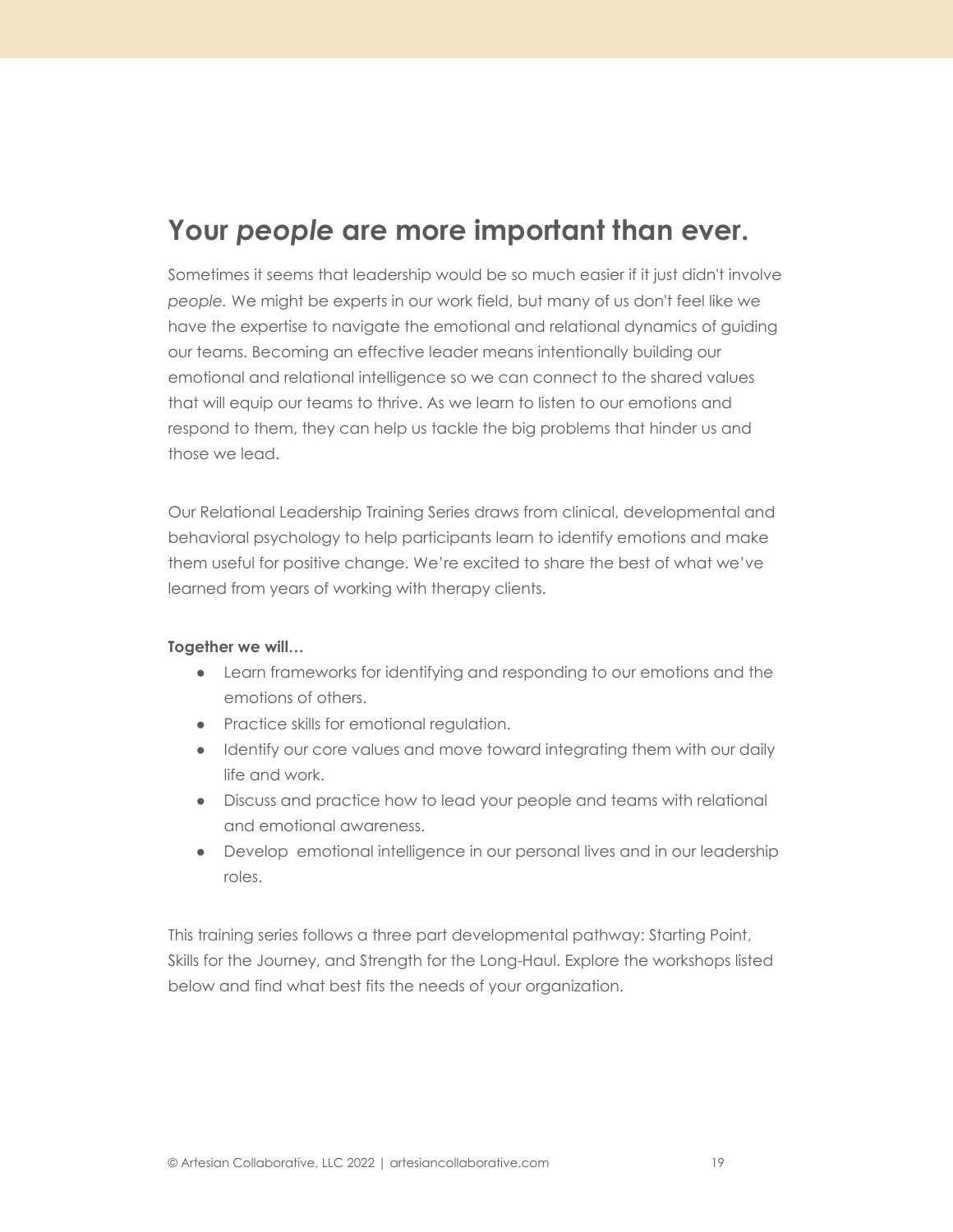## Your *people* are more important than ever.

Sometimes it seems that leadership would be so much easier if it just didn't involve *people.* We might be experts in our work field, but many of us don't feel like we have the expertise to navigate the emotional and relational dynamics of guiding our teams. Becoming an effective leader means intentionally building our emotional and relational intelligence so we can connect to the shared values that will equip our teams to thrive. As we learn to listen to our emotions and respond to them, they can help us tackle the big problems that hinder us and those we lead.

Our Relational Leadership Training Series draws from clinical, developmental and behavioral psychology to help participants learn to identify emotions and make them useful for positive change. We're excited to share the best of what we've learned from years of working with therapy clients.

**Together we will…**

- Learn frameworks for identifying and responding to our emotions and the emotions of others.
- Practice skills for emotional regulation.
- Identify our core values and move toward integrating them with our daily life and work.
- Discuss and practice how to lead your people and teams with relational and emotional awareness.
- Develop emotional intelligence in our personal lives and in our leadership roles.

This training series follows a three part developmental pathway: Starting Point, Skills for the Journey, and Strength for the Long-Haul. Explore the workshops listed below and find what best fits the needs of your organization.

© Artesian Collaborative, LLC 2022 | artesiancollaborative.com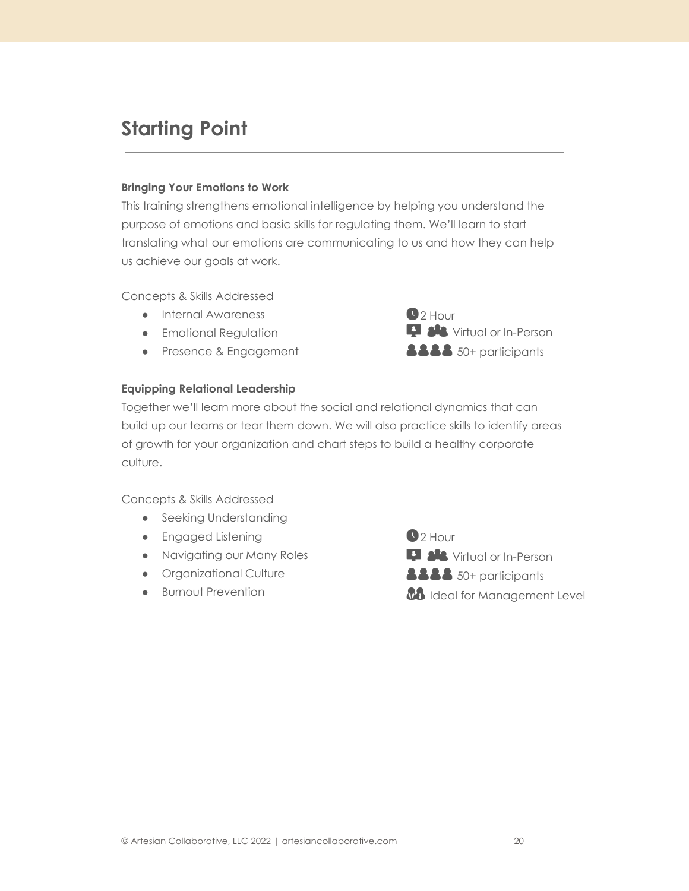# Starting Point

**Bringing Your Emotions to Work**

This training strengthens emotional intelligence by helping you understand the purpose of emotions and basic skills for regulating them. We'll learn to start translating what our emotions are communicating to us and how they can help us achieve our goals at work.

Concepts & Skills Addressed

- Internal Awareness
- Emotional Regulation
- Presence & Engagement

2 Hour
Virtual or In-Person
50+ participants

**Equipping Relational Leadership**

Together we'll learn more about the social and relational dynamics that can build up our teams or tear them down. We will also practice skills to identify areas of growth for your organization and chart steps to build a healthy corporate culture.

Concepts & Skills Addressed

- Seeking Understanding
- Engaged Listening
- Navigating our Many Roles
- Organizational Culture
- Burnout Prevention

2 Hour
Virtual or In-Person
50+ participants
Ideal for Management Level

© Artesian Collaborative, LLC 2022 | artesiancollaborative.com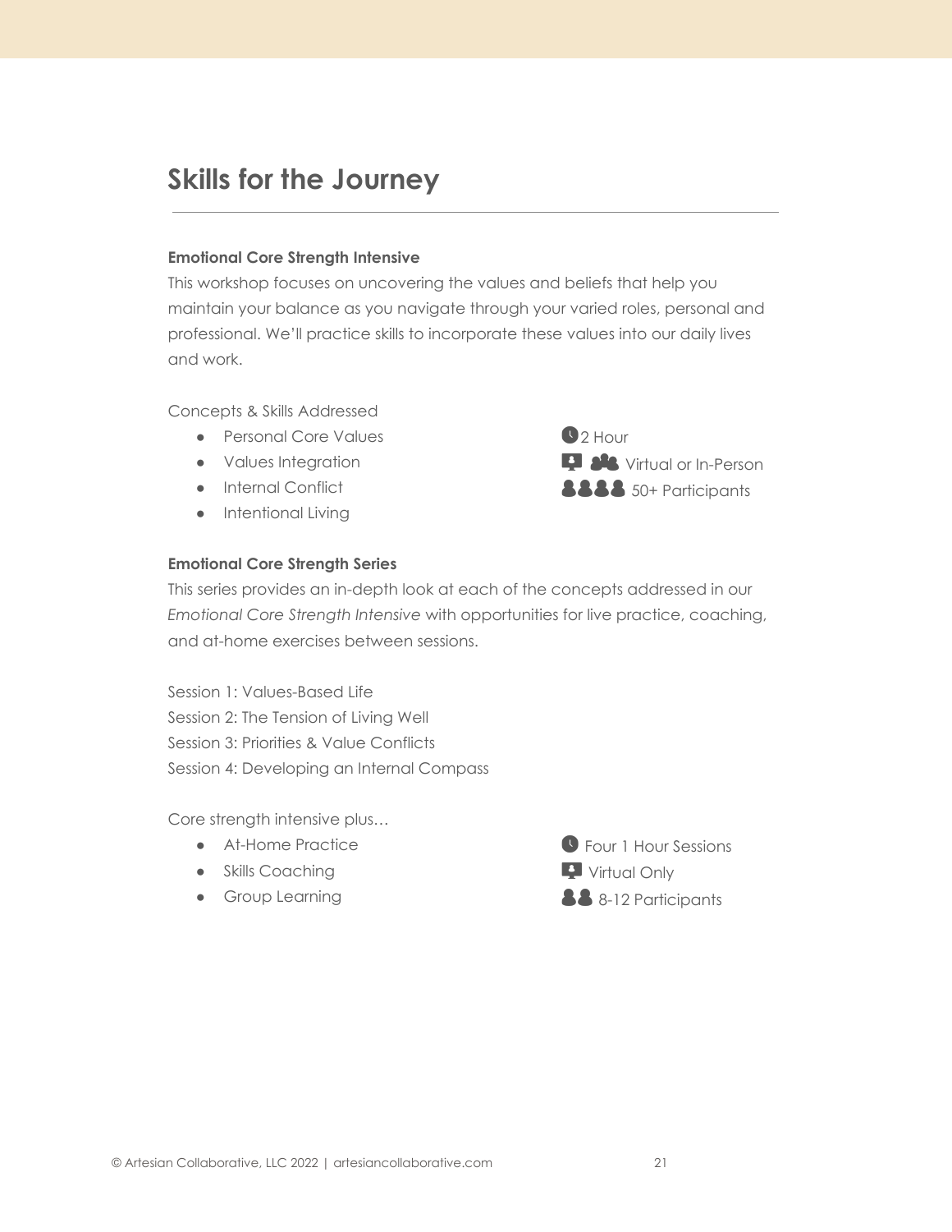# Skills for the Journey

**Emotional Core Strength Intensive**

This workshop focuses on uncovering the values and beliefs that help you maintain your balance as you navigate through your varied roles, personal and professional. We'll practice skills to incorporate these values into our daily lives and work.

Concepts & Skills Addressed

- Personal Core Values
- Values Integration
- Internal Conflict
- Intentional Living

2 Hour
Virtual or In-Person
50+ Participants

**Emotional Core Strength Series**

This series provides an in-depth look at each of the concepts addressed in our *Emotional Core Strength Intensive* with opportunities for live practice, coaching, and at-home exercises between sessions.

Session 1: Values-Based Life
Session 2: The Tension of Living Well
Session 3: Priorities & Value Conflicts
Session 4: Developing an Internal Compass

Core strength intensive plus…

- At-Home Practice
- Skills Coaching
- Group Learning

Four 1 Hour Sessions
Virtual Only
8-12 Participants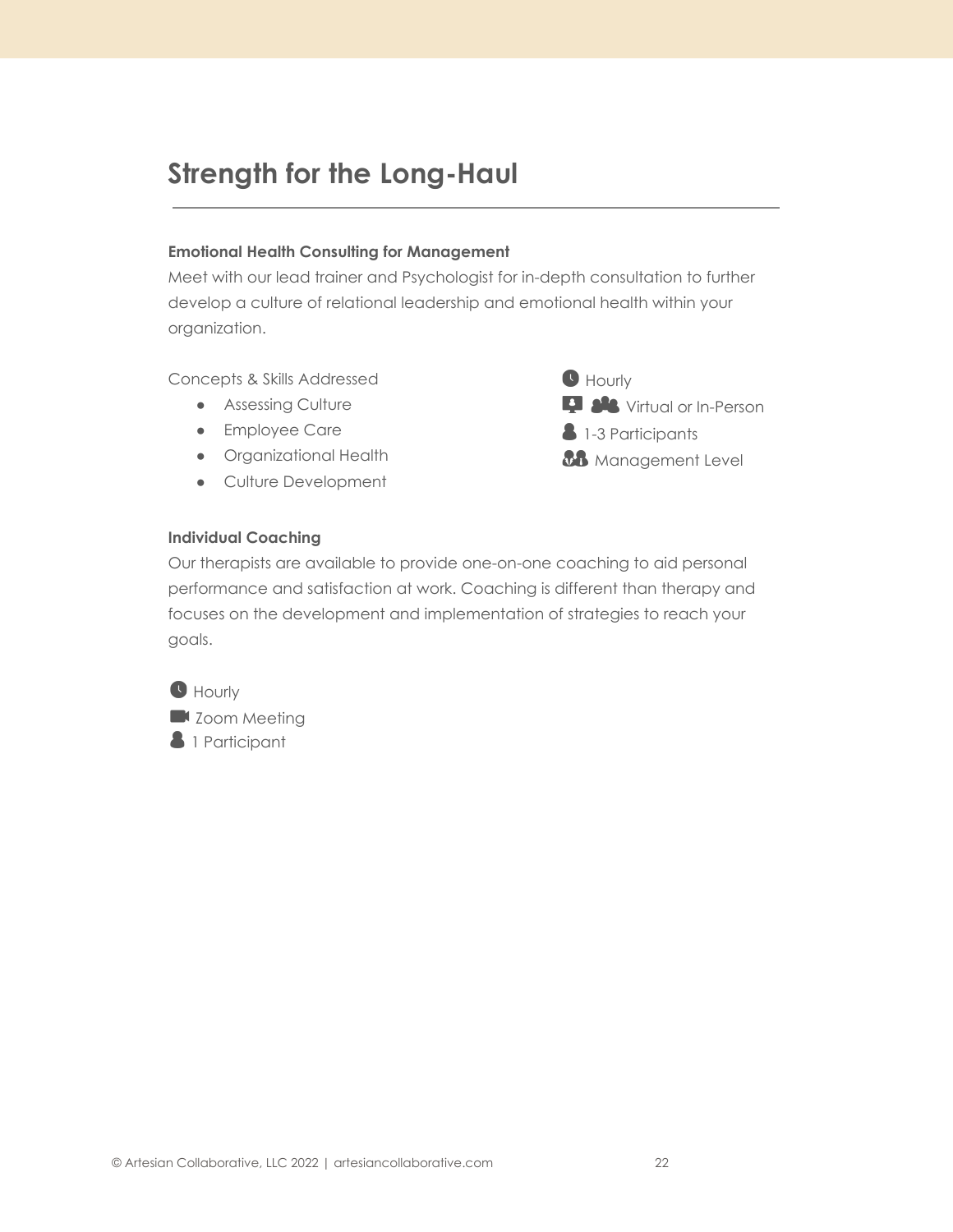## Strength for the Long-Haul

**Emotional Health Consulting for Management**

Meet with our lead trainer and Psychologist for in-depth consultation to further develop a culture of relational leadership and emotional health within your organization.

Concepts & Skills Addressed

- Assessing Culture
- Employee Care
- Organizational Health
- Culture Development

Hourly
Virtual or In-Person
1-3 Participants
Management Level

**Individual Coaching**

Our therapists are available to provide one-on-one coaching to aid personal performance and satisfaction at work. Coaching is different than therapy and focuses on the development and implementation of strategies to reach your goals.

Hourly
Zoom Meeting
1 Participant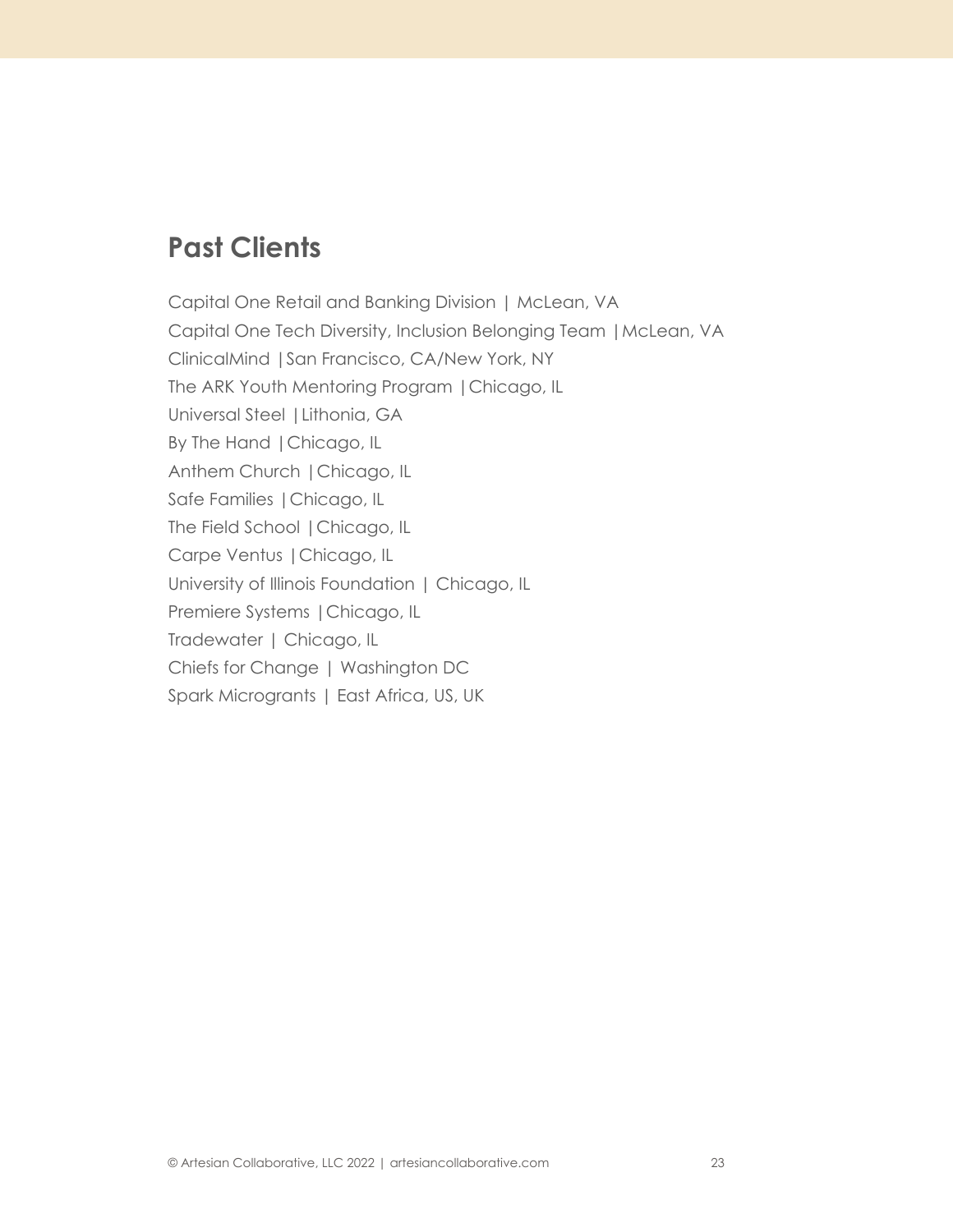## Past Clients

Capital One Retail and Banking Division | McLean, VA
Capital One Tech Diversity, Inclusion Belonging Team | McLean, VA
ClinicalMind | San Francisco, CA/New York, NY
The ARK Youth Mentoring Program | Chicago, IL
Universal Steel | Lithonia, GA
By The Hand | Chicago, IL
Anthem Church | Chicago, IL
Safe Families | Chicago, IL
The Field School | Chicago, IL
Carpe Ventus | Chicago, IL
University of Illinois Foundation | Chicago, IL
Premiere Systems | Chicago, IL
Tradewater | Chicago, IL
Chiefs for Change | Washington DC
Spark Microgrants | East Africa, US, UK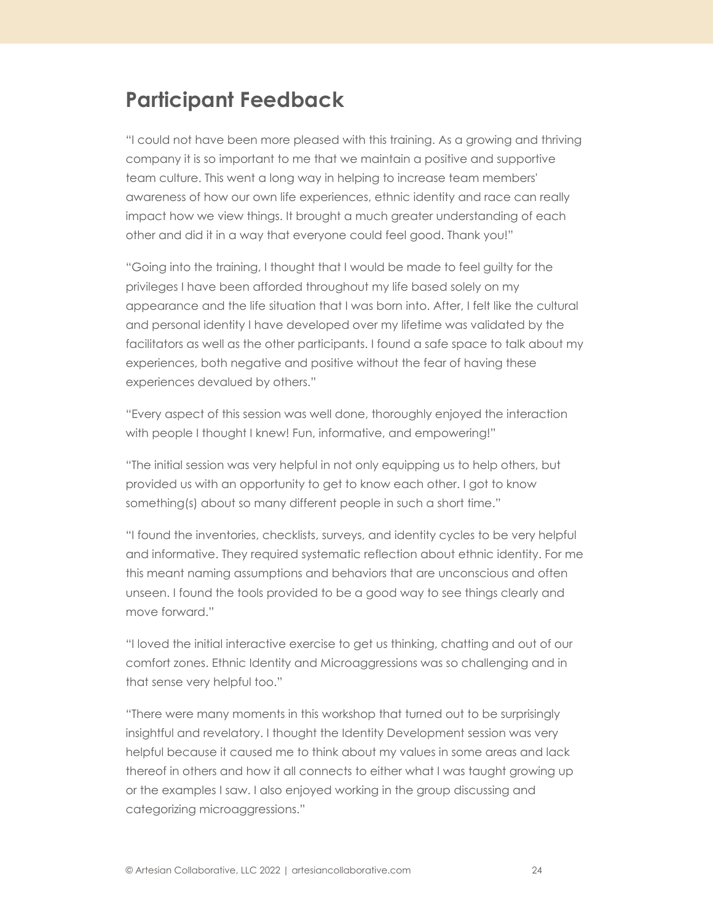## Participant Feedback

"I could not have been more pleased with this training. As a growing and thriving company it is so important to me that we maintain a positive and supportive team culture. This went a long way in helping to increase team members' awareness of how our own life experiences, ethnic identity and race can really impact how we view things. It brought a much greater understanding of each other and did it in a way that everyone could feel good. Thank you!"

"Going into the training, I thought that I would be made to feel guilty for the privileges I have been afforded throughout my life based solely on my appearance and the life situation that I was born into. After, I felt like the cultural and personal identity I have developed over my lifetime was validated by the facilitators as well as the other participants. I found a safe space to talk about my experiences, both negative and positive without the fear of having these experiences devalued by others."

"Every aspect of this session was well done, thoroughly enjoyed the interaction with people I thought I knew! Fun, informative, and empowering!"

"The initial session was very helpful in not only equipping us to help others, but provided us with an opportunity to get to know each other. I got to know something(s) about so many different people in such a short time."

"I found the inventories, checklists, surveys, and identity cycles to be very helpful and informative. They required systematic reflection about ethnic identity. For me this meant naming assumptions and behaviors that are unconscious and often unseen. I found the tools provided to be a good way to see things clearly and move forward."

"I loved the initial interactive exercise to get us thinking, chatting and out of our comfort zones. Ethnic Identity and Microaggressions was so challenging and in that sense very helpful too."

"There were many moments in this workshop that turned out to be surprisingly insightful and revelatory. I thought the Identity Development session was very helpful because it caused me to think about my values in some areas and lack thereof in others and how it all connects to either what I was taught growing up or the examples I saw. I also enjoyed working in the group discussing and categorizing microaggressions."

© Artesian Collaborative, LLC 2022 | artesiancollaborative.com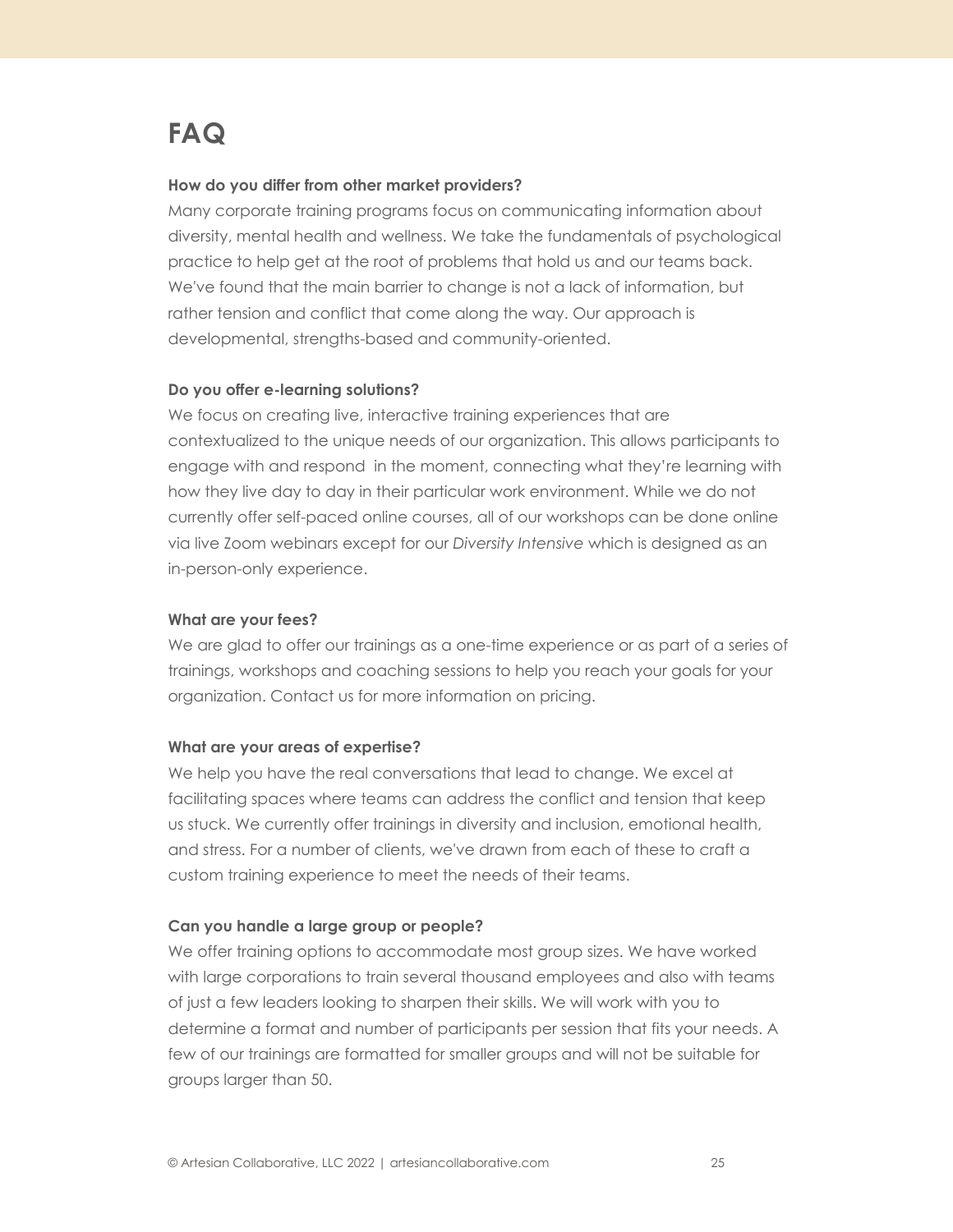# FAQ

**How do you differ from other market providers?**

Many corporate training programs focus on communicating information about diversity, mental health and wellness. We take the fundamentals of psychological practice to help get at the root of problems that hold us and our teams back. We've found that the main barrier to change is not a lack of information, but rather tension and conflict that come along the way. Our approach is developmental, strengths-based and community-oriented.

**Do you offer e-learning solutions?**

We focus on creating live, interactive training experiences that are contextualized to the unique needs of our organization. This allows participants to engage with and respond in the moment, connecting what they're learning with how they live day to day in their particular work environment. While we do not currently offer self-paced online courses, all of our workshops can be done online via live Zoom webinars except for our *Diversity Intensive* which is designed as an in-person-only experience.

**What are your fees?**

We are glad to offer our trainings as a one-time experience or as part of a series of trainings, workshops and coaching sessions to help you reach your goals for your organization. Contact us for more information on pricing.

**What are your areas of expertise?**

We help you have the real conversations that lead to change. We excel at facilitating spaces where teams can address the conflict and tension that keep us stuck. We currently offer trainings in diversity and inclusion, emotional health, and stress. For a number of clients, we've drawn from each of these to craft a custom training experience to meet the needs of their teams.

**Can you handle a large group or people?**

We offer training options to accommodate most group sizes. We have worked with large corporations to train several thousand employees and also with teams of just a few leaders looking to sharpen their skills. We will work with you to determine a format and number of participants per session that fits your needs. A few of our trainings are formatted for smaller groups and will not be suitable for groups larger than 50.

© Artesian Collaborative, LLC 2022 | artesiancollaborative.com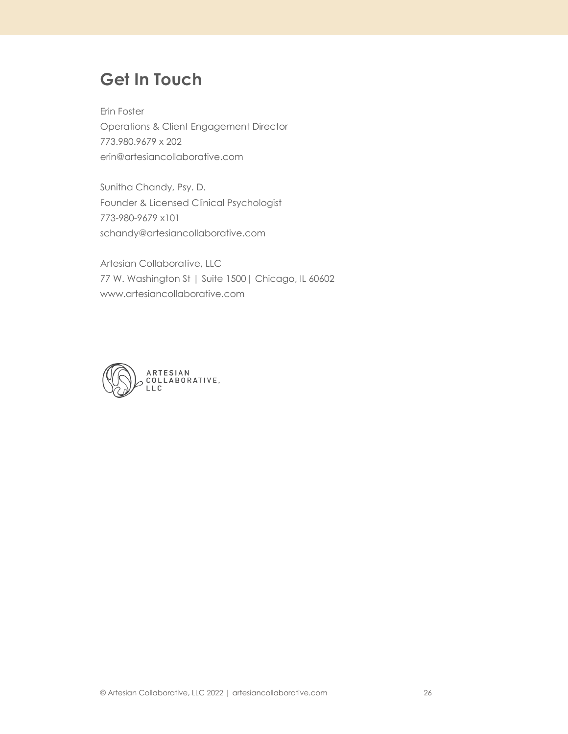## Get In Touch

Erin Foster  
Operations & Client Engagement Director  
773.980.9679 x 202  
erin@artesiancollaborative.com

Sunitha Chandy, Psy. D.  
Founder & Licensed Clinical Psychologist  
773-980-9679 x101  
schandy@artesiancollaborative.com

Artesian Collaborative, LLC  
77 W. Washington St | Suite 1500| Chicago, IL 60602  
www.artesiancollaborative.com

ARTESIAN COLLABORATIVE, LLC

© Artesian Collaborative, LLC 2022 | artesiancollaborative.com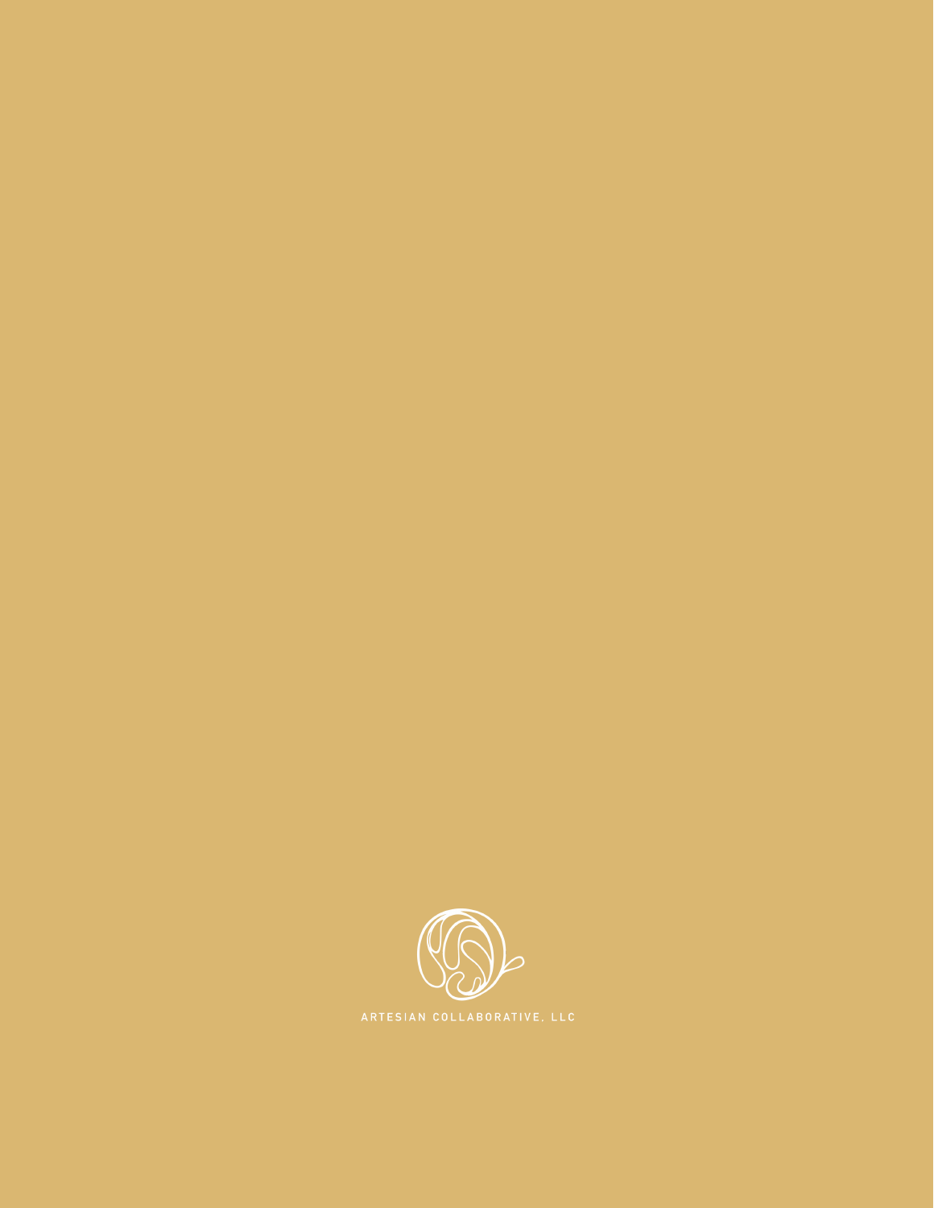ARTESIAN COLLABORATIVE, LLC